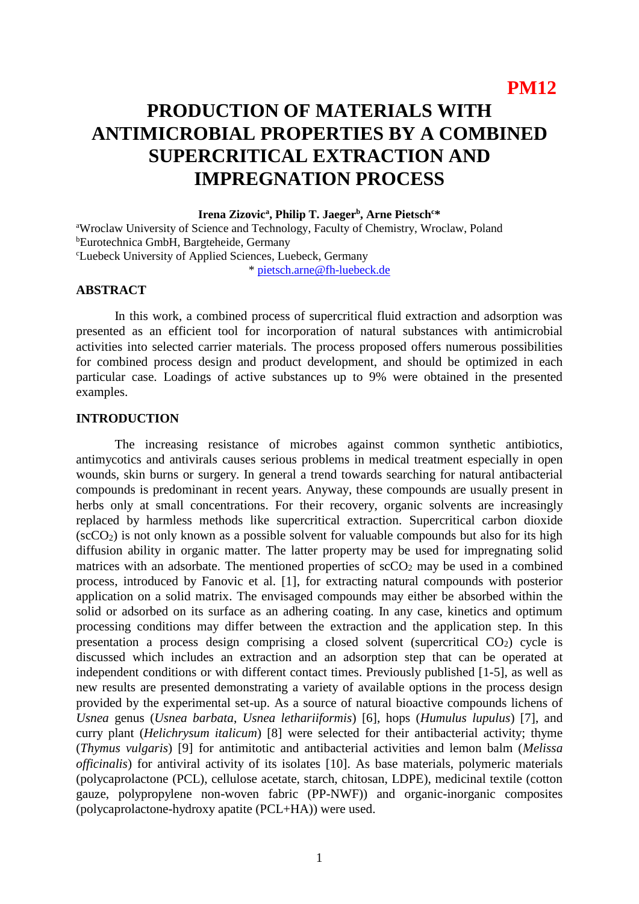PM12

# PRODUCTION OF MATERIALS WITH ANTIMICROBIAL PROPERTIES BY A COMBINED SUPERCRITICAL EXTRACTION AND IMPREGNATION PROCESS

**Irena Zizovic[a], Philip T. Jaeger[b], Arne Pietsch[c]***

[a]Wroclaw University of Science and Technology, Faculty of Chemistry, Wroclaw, Poland
[b]Eurotechnica GmbH, Bargteheide, Germany
[c]Luebeck University of Applied Sciences, Luebeck, Germany
* pietsch.arne@fh-luebeck.de

## ABSTRACT

In this work, a combined process of supercritical fluid extraction and adsorption was presented as an efficient tool for incorporation of natural substances with antimicrobial activities into selected carrier materials. The process proposed offers numerous possibilities for combined process design and product development, and should be optimized in each particular case. Loadings of active substances up to 9% were obtained in the presented examples.

## INTRODUCTION

The increasing resistance of microbes against common synthetic antibiotics, antimycotics and antivirals causes serious problems in medical treatment especially in open wounds, skin burns or surgery. In general a trend towards searching for natural antibacterial compounds is predominant in recent years. Anyway, these compounds are usually present in herbs only at small concentrations. For their recovery, organic solvents are increasingly replaced by harmless methods like supercritical extraction. Supercritical carbon dioxide ($scCO_2$) is not only known as a possible solvent for valuable compounds but also for its high diffusion ability in organic matter. The latter property may be used for impregnating solid matrices with an adsorbate. The mentioned properties of $scCO_2$ may be used in a combined process, introduced by Fanovic et al. [1], for extracting natural compounds with posterior application on a solid matrix. The envisaged compounds may either be absorbed within the solid or adsorbed on its surface as an adhering coating. In any case, kinetics and optimum processing conditions may differ between the extraction and the application step. In this presentation a process design comprising a closed solvent (supercritical $CO_2$) cycle is discussed which includes an extraction and an adsorption step that can be operated at independent conditions or with different contact times. Previously published [1-5], as well as new results are presented demonstrating a variety of available options in the process design provided by the experimental set-up. As a source of natural bioactive compounds lichens of *Usnea* genus (*Usnea barbata*, *Usnea lethariiformis*) [6], hops (*Humulus lupulus*) [7], and curry plant (*Helichrysum italicum*) [8] were selected for their antibacterial activity; thyme (*Thymus vulgaris*) [9] for antimitotic and antibacterial activities and lemon balm (*Melissa officinalis*) for antiviral activity of its isolates [10]. As base materials, polymeric materials (polycaprolactone (PCL), cellulose acetate, starch, chitosan, LDPE), medicinal textile (cotton gauze, polypropylene non-woven fabric (PP-NWF)) and organic-inorganic composites (polycaprolactone-hydroxy apatite (PCL+HA)) were used.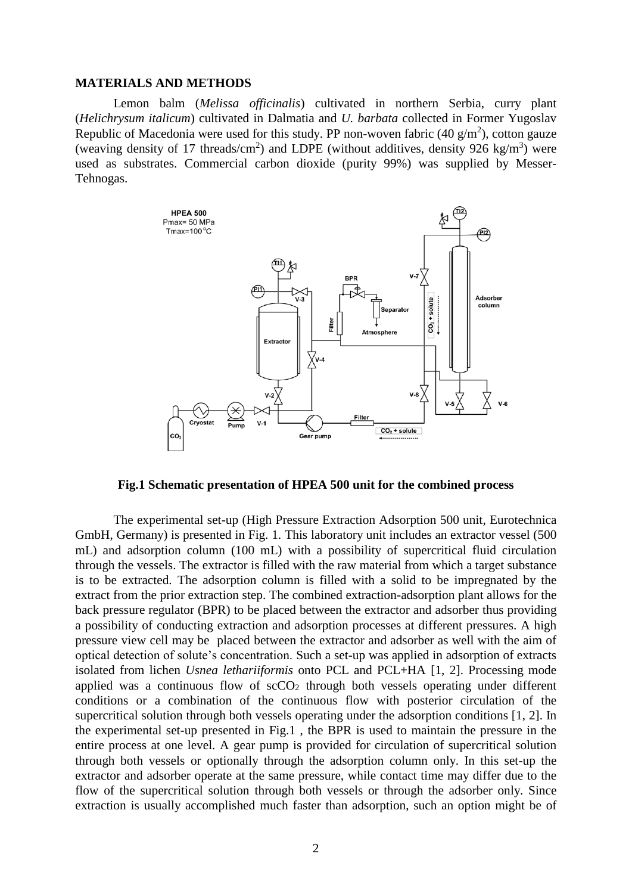## MATERIALS AND METHODS

Lemon balm (*Melissa officinalis*) cultivated in northern Serbia, curry plant (*Helichrysum italicum*) cultivated in Dalmatia and *U. barbata* collected in Former Yugoslav Republic of Macedonia were used for this study. PP non-woven fabric (40 $g/m^2$), cotton gauze (weaving density of 17 threads/$cm^2$) and LDPE (without additives, density 926 $kg/m^3$) were used as substrates. Commercial carbon dioxide (purity 99%) was supplied by Messer-Tehnogas.

**Fig.1 Schematic presentation of HPEA 500 unit for the combined process**

The experimental set-up (High Pressure Extraction Adsorption 500 unit, Eurotechnica GmbH, Germany) is presented in Fig. 1. This laboratory unit includes an extractor vessel (500 mL) and adsorption column (100 mL) with a possibility of supercritical fluid circulation through the vessels. The extractor is filled with the raw material from which a target substance is to be extracted. The adsorption column is filled with a solid to be impregnated by the extract from the prior extraction step. The combined extraction-adsorption plant allows for the back pressure regulator (BPR) to be placed between the extractor and adsorber thus providing a possibility of conducting extraction and adsorption processes at different pressures. A high pressure view cell may be placed between the extractor and adsorber as well with the aim of optical detection of solute's concentration. Such a set-up was applied in adsorption of extracts isolated from lichen *Usnea lethariiformis* onto PCL and PCL+HA [1, 2]. Processing mode applied was a continuous flow of $scCO_2$ through both vessels operating under different conditions or a combination of the continuous flow with posterior circulation of the supercritical solution through both vessels operating under the adsorption conditions [1, 2]. In the experimental set-up presented in Fig.1 , the BPR is used to maintain the pressure in the entire process at one level. A gear pump is provided for circulation of supercritical solution through both vessels or optionally through the adsorption column only. In this set-up the extractor and adsorber operate at the same pressure, while contact time may differ due to the flow of the supercritical solution through both vessels or through the adsorber only. Since extraction is usually accomplished much faster than adsorption, such an option might be of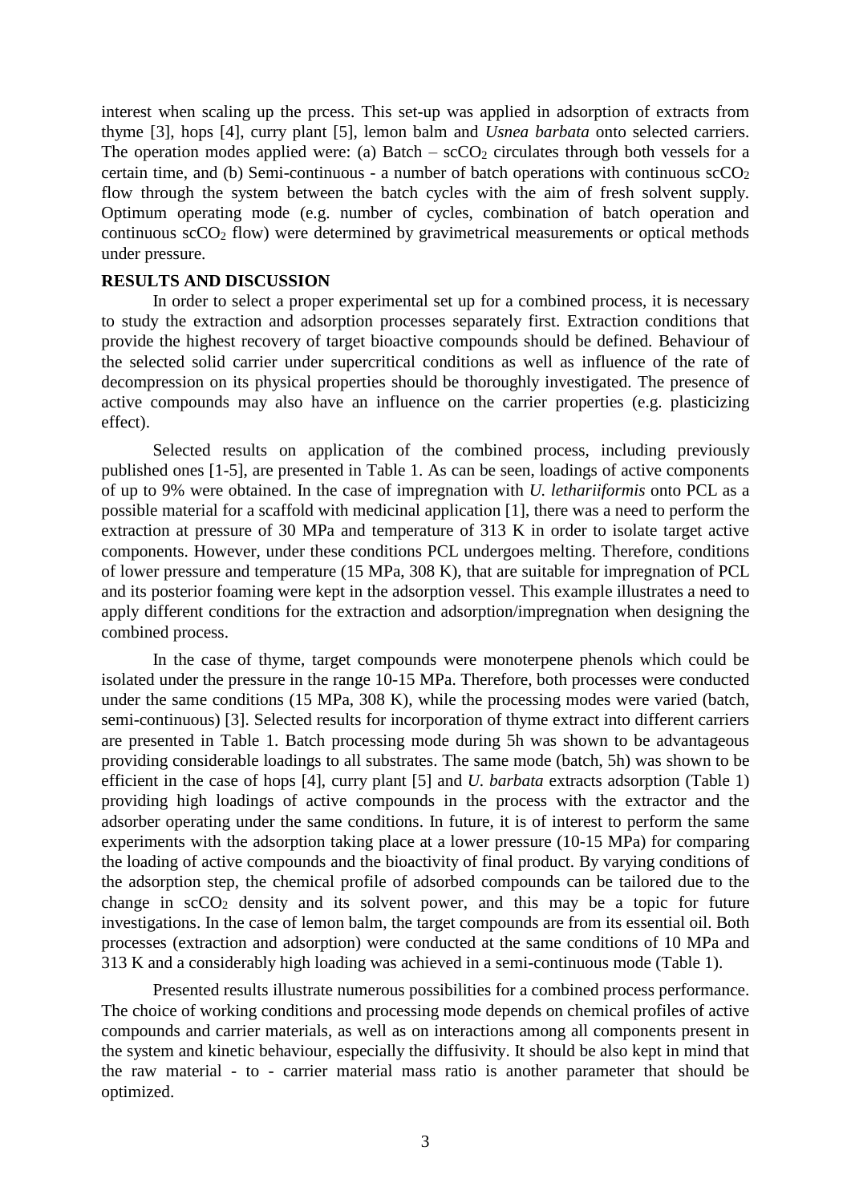interest when scaling up the prcess. This set-up was applied in adsorption of extracts from thyme [3], hops [4], curry plant [5], lemon balm and *Usnea barbata* onto selected carriers. The operation modes applied were: (a) Batch – $scCO_2$ circulates through both vessels for a certain time, and (b) Semi-continuous - a number of batch operations with continuous $scCO_2$ flow through the system between the batch cycles with the aim of fresh solvent supply. Optimum operating mode (e.g. number of cycles, combination of batch operation and continuous $scCO_2$ flow) were determined by gravimetrical measurements or optical methods under pressure.

## RESULTS AND DISCUSSION

In order to select a proper experimental set up for a combined process, it is necessary to study the extraction and adsorption processes separately first. Extraction conditions that provide the highest recovery of target bioactive compounds should be defined. Behaviour of the selected solid carrier under supercritical conditions as well as influence of the rate of decompression on its physical properties should be thoroughly investigated. The presence of active compounds may also have an influence on the carrier properties (e.g. plasticizing effect).

Selected results on application of the combined process, including previously published ones [1-5], are presented in Table 1. As can be seen, loadings of active components of up to 9% were obtained. In the case of impregnation with *U. lethariiformis* onto PCL as a possible material for a scaffold with medicinal application [1], there was a need to perform the extraction at pressure of 30 MPa and temperature of 313 K in order to isolate target active components. However, under these conditions PCL undergoes melting. Therefore, conditions of lower pressure and temperature (15 MPa, 308 K), that are suitable for impregnation of PCL and its posterior foaming were kept in the adsorption vessel. This example illustrates a need to apply different conditions for the extraction and adsorption/impregnation when designing the combined process.

In the case of thyme, target compounds were monoterpene phenols which could be isolated under the pressure in the range 10-15 MPa. Therefore, both processes were conducted under the same conditions (15 MPa, 308 K), while the processing modes were varied (batch, semi-continuous) [3]. Selected results for incorporation of thyme extract into different carriers are presented in Table 1. Batch processing mode during 5h was shown to be advantageous providing considerable loadings to all substrates. The same mode (batch, 5h) was shown to be efficient in the case of hops [4], curry plant [5] and *U. barbata* extracts adsorption (Table 1) providing high loadings of active compounds in the process with the extractor and the adsorber operating under the same conditions. In future, it is of interest to perform the same experiments with the adsorption taking place at a lower pressure (10-15 MPa) for comparing the loading of active compounds and the bioactivity of final product. By varying conditions of the adsorption step, the chemical profile of adsorbed compounds can be tailored due to the change in $scCO_2$ density and its solvent power, and this may be a topic for future investigations. In the case of lemon balm, the target compounds are from its essential oil. Both processes (extraction and adsorption) were conducted at the same conditions of 10 MPa and 313 K and a considerably high loading was achieved in a semi-continuous mode (Table 1).

Presented results illustrate numerous possibilities for a combined process performance. The choice of working conditions and processing mode depends on chemical profiles of active compounds and carrier materials, as well as on interactions among all components present in the system and kinetic behaviour, especially the diffusivity. It should be also kept in mind that the raw material - to - carrier material mass ratio is another parameter that should be optimized.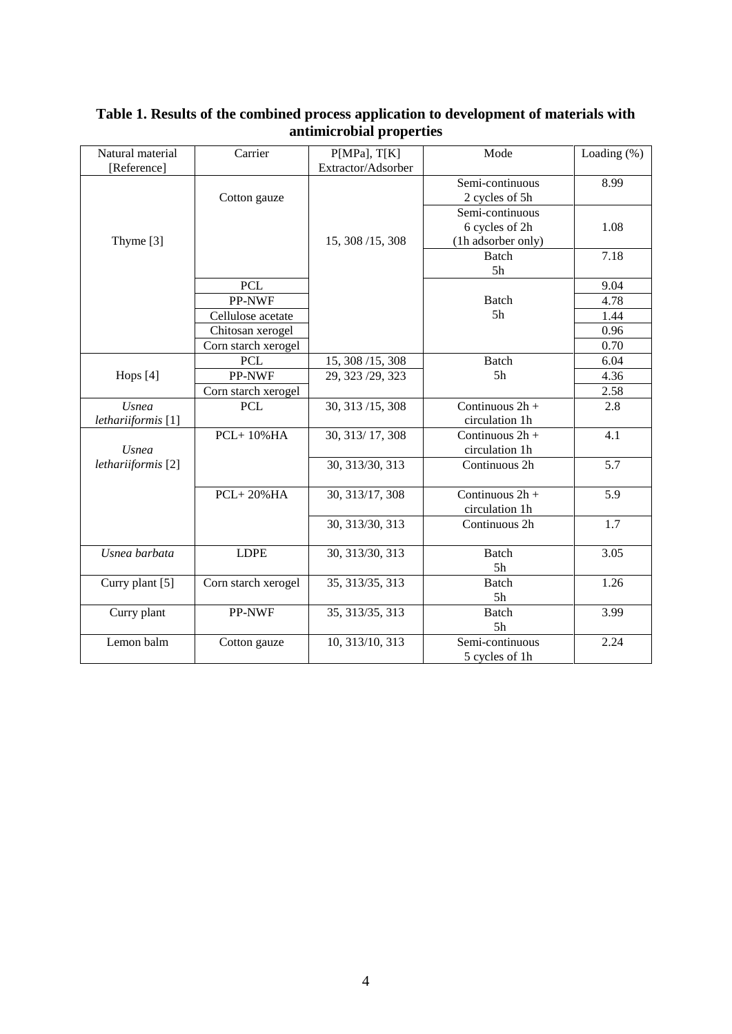**Table 1. Results of the combined process application to development of materials with antimicrobial properties**

| Natural material [Reference] | Carrier | P[MPa], T[K] Extractor/Adsorber | Mode | Loading (%) |
|---|---|---|---|---|
| Thyme [3] | Cotton gauze | 15, 308 /15, 308 | Semi-continuous 2 cycles of 5h | 8.99 |
| | | | Semi-continuous 6 cycles of 2h (1h adsorber only) | 1.08 |
| | | | Batch 5h | 7.18 |
| | PCL | | Batch 5h | 9.04 |
| | PP-NWF | | | 4.78 |
| | Cellulose acetate | | | 1.44 |
| | Chitosan xerogel | | | 0.96 |
| | Corn starch xerogel | | | 0.70 |
| Hops [4] | PCL | 15, 308 /15, 308 | Batch 5h | 6.04 |
| | PP-NWF | 29, 323 /29, 323 | | 4.36 |
| | Corn starch xerogel | | | 2.58 |
| *Usnea lethariiformis* [1] | PCL | 30, 313 /15, 308 | Continuous 2h + circulation 1h | 2.8 |
| *Usnea lethariiformis* [2] | PCL+ 10%HA | 30, 313/ 17, 308 | Continuous 2h + circulation 1h | 4.1 |
| | | 30, 313/30, 313 | Continuous 2h | 5.7 |
| | PCL+ 20%HA | 30, 313/17, 308 | Continuous 2h + circulation 1h | 5.9 |
| | | 30, 313/30, 313 | Continuous 2h | 1.7 |
| *Usnea barbata* | LDPE | 30, 313/30, 313 | Batch 5h | 3.05 |
| Curry plant [5] | Corn starch xerogel | 35, 313/35, 313 | Batch 5h | 1.26 |
| Curry plant | PP-NWF | 35, 313/35, 313 | Batch 5h | 3.99 |
| Lemon balm | Cotton gauze | 10, 313/10, 313 | Semi-continuous 5 cycles of 1h | 2.24 |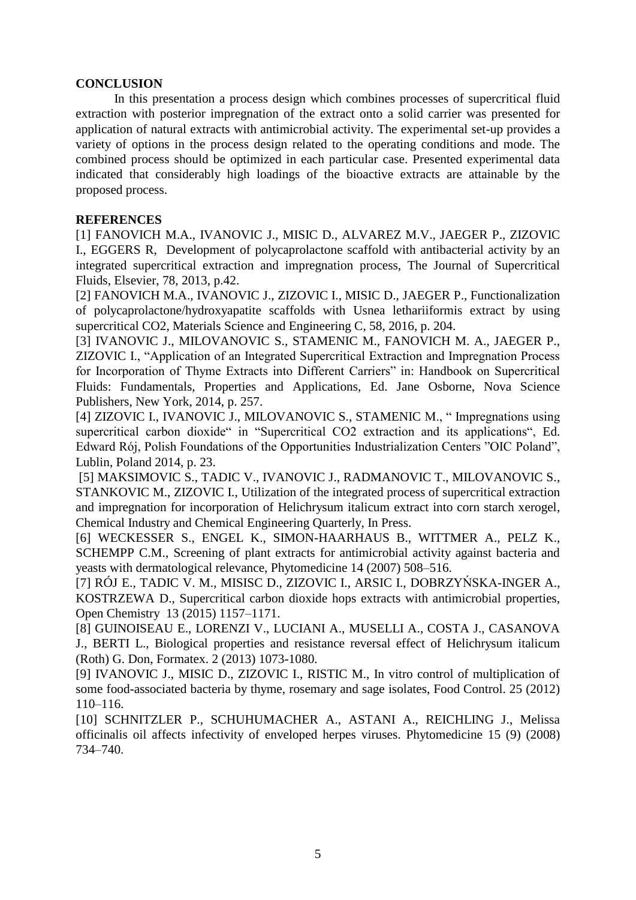## CONCLUSION

In this presentation a process design which combines processes of supercritical fluid extraction with posterior impregnation of the extract onto a solid carrier was presented for application of natural extracts with antimicrobial activity. The experimental set-up provides a variety of options in the process design related to the operating conditions and mode. The combined process should be optimized in each particular case. Presented experimental data indicated that considerably high loadings of the bioactive extracts are attainable by the proposed process.

## REFERENCES

[1] FANOVICH M.A., IVANOVIC J., MISIC D., ALVAREZ M.V., JAEGER P., ZIZOVIC I., EGGERS R, Development of polycaprolactone scaffold with antibacterial activity by an integrated supercritical extraction and impregnation process, The Journal of Supercritical Fluids, Elsevier, 78, 2013, p.42.

[2] FANOVICH M.A., IVANOVIC J., ZIZOVIC I., MISIC D., JAEGER P., Functionalization of polycaprolactone/hydroxyapatite scaffolds with Usnea lethariiformis extract by using supercritical CO2, Materials Science and Engineering C, 58, 2016, p. 204.

[3] IVANOVIC J., MILOVANOVIC S., STAMENIC M., FANOVICH M. A., JAEGER P., ZIZOVIC I., "Application of an Integrated Supercritical Extraction and Impregnation Process for Incorporation of Thyme Extracts into Different Carriers" in: Handbook on Supercritical Fluids: Fundamentals, Properties and Applications, Ed. Jane Osborne, Nova Science Publishers, New York, 2014, p. 257.

[4] ZIZOVIC I., IVANOVIC J., MILOVANOVIC S., STAMENIC M., " Impregnations using supercritical carbon dioxide" in "Supercritical CO2 extraction and its applications", Ed. Edward Rój, Polish Foundations of the Opportunities Industrialization Centers "OIC Poland", Lublin, Poland 2014, p. 23.

[5] MAKSIMOVIC S., TADIC V., IVANOVIC J., RADMANOVIC T., MILOVANOVIC S., STANKOVIC M., ZIZOVIC I., Utilization of the integrated process of supercritical extraction and impregnation for incorporation of Helichrysum italicum extract into corn starch xerogel, Chemical Industry and Chemical Engineering Quarterly, In Press.

[6] WECKESSER S., ENGEL K., SIMON-HAARHAUS B., WITTMER A., PELZ K., SCHEMPP C.M., Screening of plant extracts for antimicrobial activity against bacteria and yeasts with dermatological relevance, Phytomedicine 14 (2007) 508–516.

[7] RÓJ E., TADIC V. M., MISISC D., ZIZOVIC I., ARSIC I., DOBRZYŃSKA-INGER A., KOSTRZEWA D., Supercritical carbon dioxide hops extracts with antimicrobial properties, Open Chemistry 13 (2015) 1157–1171.

[8] GUINOISEAU E., LORENZI V., LUCIANI A., MUSELLI A., COSTA J., CASANOVA J., BERTI L., Biological properties and resistance reversal effect of Helichrysum italicum (Roth) G. Don, Formatex. 2 (2013) 1073-1080.

[9] IVANOVIC J., MISIC D., ZIZOVIC I., RISTIC M., In vitro control of multiplication of some food-associated bacteria by thyme, rosemary and sage isolates, Food Control. 25 (2012) 110–116.

[10] SCHNITZLER P., SCHUHUMACHER A., ASTANI A., REICHLING J., Melissa officinalis oil affects infectivity of enveloped herpes viruses. Phytomedicine 15 (9) (2008) 734–740.